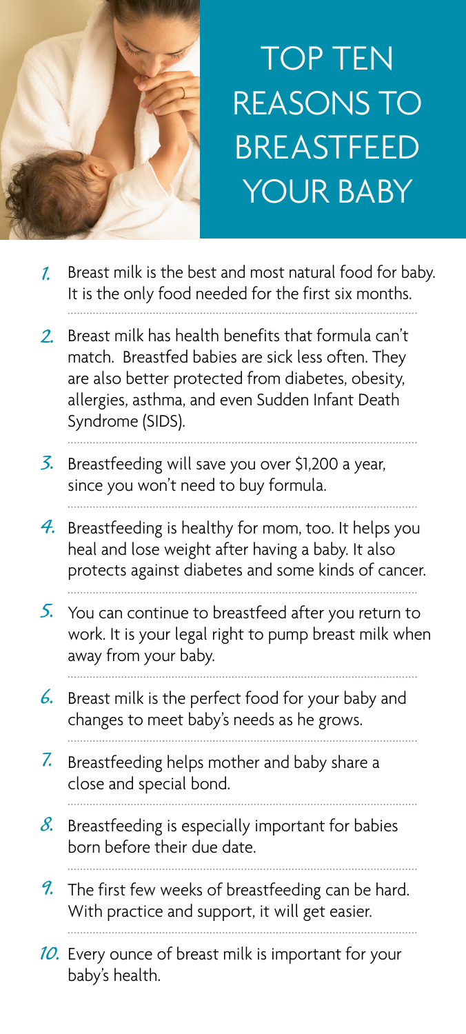# TOP TEN REASONS TO BREASTFEED YOUR BABY

1. Breast milk is the best and most natural food for baby. It is the only food needed for the first six months.
2. Breast milk has health benefits that formula can't match. Breastfed babies are sick less often. They are also better protected from diabetes, obesity, allergies, asthma, and even Sudden Infant Death Syndrome (SIDS).
3. Breastfeeding will save you over $1,200 a year, since you won't need to buy formula.
4. Breastfeeding is healthy for mom, too. It helps you heal and lose weight after having a baby. It also protects against diabetes and some kinds of cancer.
5. You can continue to breastfeed after you return to work. It is your legal right to pump breast milk when away from your baby.
6. Breast milk is the perfect food for your baby and changes to meet baby's needs as he grows.
7. Breastfeeding helps mother and baby share a close and special bond.
8. Breastfeeding is especially important for babies born before their due date.
9. The first few weeks of breastfeeding can be hard. With practice and support, it will get easier.
10. Every ounce of breast milk is important for your baby's health.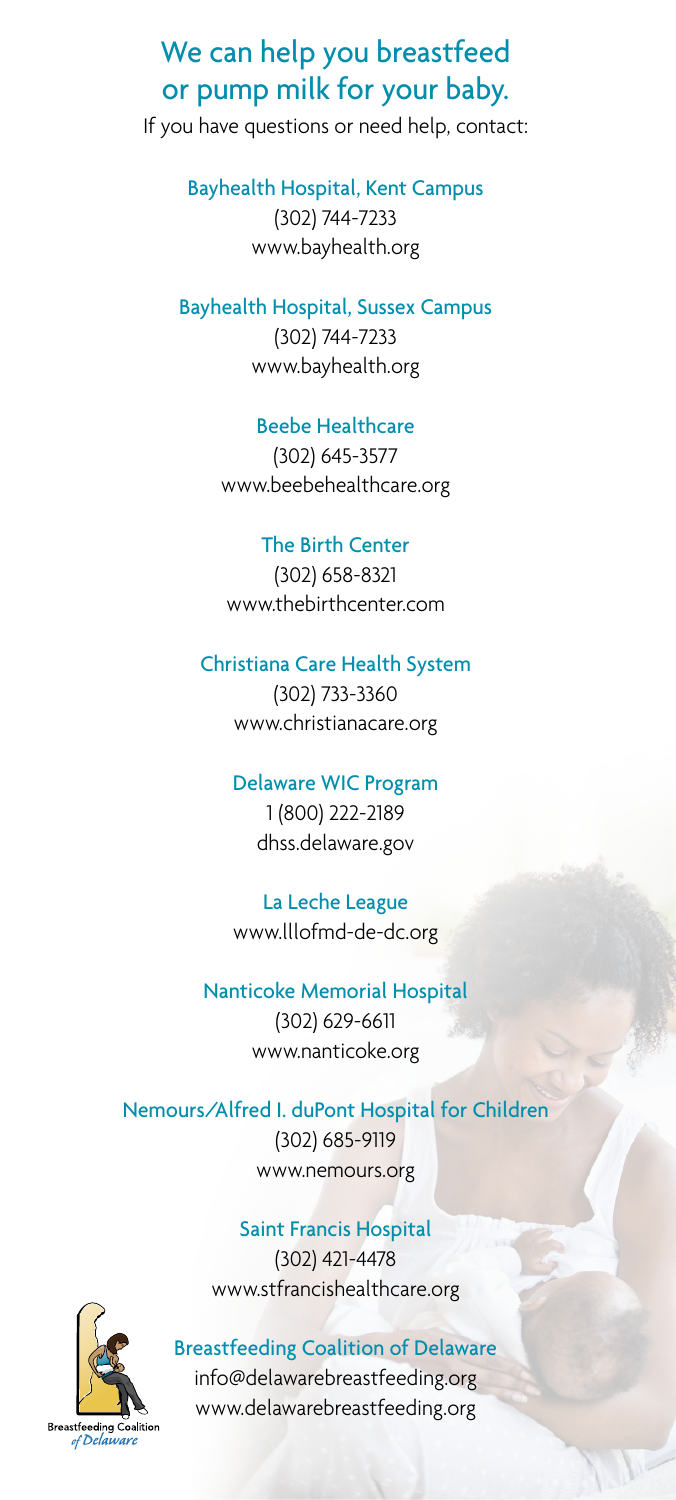# We can help you breastfeed or pump milk for your baby.

If you have questions or need help, contact:

### Bayhealth Hospital, Kent Campus

(302) 744-7233
www.bayhealth.org

### Bayhealth Hospital, Sussex Campus

(302) 744-7233
www.bayhealth.org

### Beebe Healthcare

(302) 645-3577
www.beebehealthcare.org

### The Birth Center

(302) 658-8321
www.thebirthcenter.com

### Christiana Care Health System

(302) 733-3360
www.christianacare.org

### Delaware WIC Program

1 (800) 222-2189
dhss.delaware.gov

### La Leche League

www.lllofmd-de-dc.org

### Nanticoke Memorial Hospital

(302) 629-6611
www.nanticoke.org

### Nemours/Alfred I. duPont Hospital for Children

(302) 685-9119
www.nemours.org

### Saint Francis Hospital

(302) 421-4478
www.stfrancishealthcare.org

### Breastfeeding Coalition of Delaware

info@delawarebreastfeeding.org
www.delawarebreastfeeding.org

Breastfeeding Coalition of Delaware